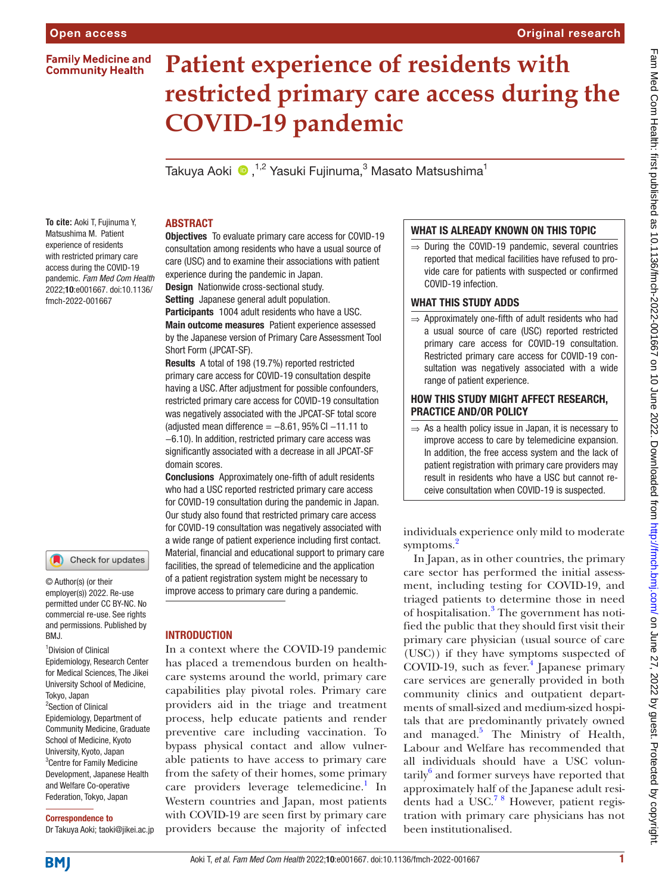# Patient experience of residents with restricted primary care access during the COVID-19 pandemic

Takuya Aoki ,[1,2] Yasuki Fujinuma,[3] Masato Matsushima[1]

**To cite:** Aoki T, Fujinuma Y, Matsushima M. Patient experience of residents with restricted primary care access during the COVID-19 pandemic. *Fam Med Com Health* 2022;**10**:e001667. doi:10.1136/fmch-2022-001667

© Author(s) (or their employer(s)) 2022. Re-use permitted under CC BY-NC. No commercial re-use. See rights and permissions. Published by BMJ.

[1]Division of Clinical Epidemiology, Research Center for Medical Sciences, The Jikei University School of Medicine, Tokyo, Japan
[2]Section of Clinical Epidemiology, Department of Community Medicine, Graduate School of Medicine, Kyoto University, Kyoto, Japan
[3]Centre for Family Medicine Development, Japanese Health and Welfare Co-operative Federation, Tokyo, Japan

**Correspondence to**
Dr Takuya Aoki; taoki@jikei.ac.jp

## ABSTRACT

**Objectives** To evaluate primary care access for COVID-19 consultation among residents who have a usual source of care (USC) and to examine their associations with patient experience during the pandemic in Japan.

**Design** Nationwide cross-sectional study.

**Setting** Japanese general adult population.

**Participants** 1004 adult residents who have a USC.

**Main outcome measures** Patient experience assessed by the Japanese version of Primary Care Assessment Tool Short Form (JPCAT-SF).

**Results** A total of 198 (19.7%) reported restricted primary care access for COVID-19 consultation despite having a USC. After adjustment for possible confounders, restricted primary care access for COVID-19 consultation was negatively associated with the JPCAT-SF total score (adjusted mean difference = −8.61, 95% CI −11.11 to −6.10). In addition, restricted primary care access was significantly associated with a decrease in all JPCAT-SF domain scores.

**Conclusions** Approximately one-fifth of adult residents who had a USC reported restricted primary care access for COVID-19 consultation during the pandemic in Japan. Our study also found that restricted primary care access for COVID-19 consultation was negatively associated with a wide range of patient experience including first contact. Material, financial and educational support to primary care facilities, the spread of telemedicine and the application of a patient registration system might be necessary to improve access to primary care during a pandemic.

### WHAT IS ALREADY KNOWN ON THIS TOPIC

⇒ During the COVID-19 pandemic, several countries reported that medical facilities have refused to provide care for patients with suspected or confirmed COVID-19 infection.

### WHAT THIS STUDY ADDS

⇒ Approximately one-fifth of adult residents who had a usual source of care (USC) reported restricted primary care access for COVID-19 consultation. Restricted primary care access for COVID-19 consultation was negatively associated with a wide range of patient experience.

### HOW THIS STUDY MIGHT AFFECT RESEARCH, PRACTICE AND/OR POLICY

⇒ As a health policy issue in Japan, it is necessary to improve access to care by telemedicine expansion. In addition, the free access system and the lack of patient registration with primary care providers may result in residents who have a USC but cannot receive consultation when COVID-19 is suspected.

## INTRODUCTION

In a context where the COVID-19 pandemic has placed a tremendous burden on healthcare systems around the world, primary care capabilities play pivotal roles. Primary care providers aid in the triage and treatment process, help educate patients and render preventive care including vaccination. To bypass physical contact and allow vulnerable patients to have access to primary care from the safety of their homes, some primary care providers leverage telemedicine.[1] In Western countries and Japan, most patients with COVID-19 are seen first by primary care providers because the majority of infected individuals experience only mild to moderate symptoms.[2]

In Japan, as in other countries, the primary care sector has performed the initial assessment, including testing for COVID-19, and triaged patients to determine those in need of hospitalisation.[3] The government has notified the public that they should first visit their primary care physician (usual source of care (USC)) if they have symptoms suspected of COVID-19, such as fever.[4] Japanese primary care services are generally provided in both community clinics and outpatient departments of small-sized and medium-sized hospitals that are predominantly privately owned and managed.[5] The Ministry of Health, Labour and Welfare has recommended that all individuals should have a USC voluntarily[6] and former surveys have reported that approximately half of the Japanese adult residents had a USC.[7 8] However, patient registration with primary care physicians has not been institutionalised.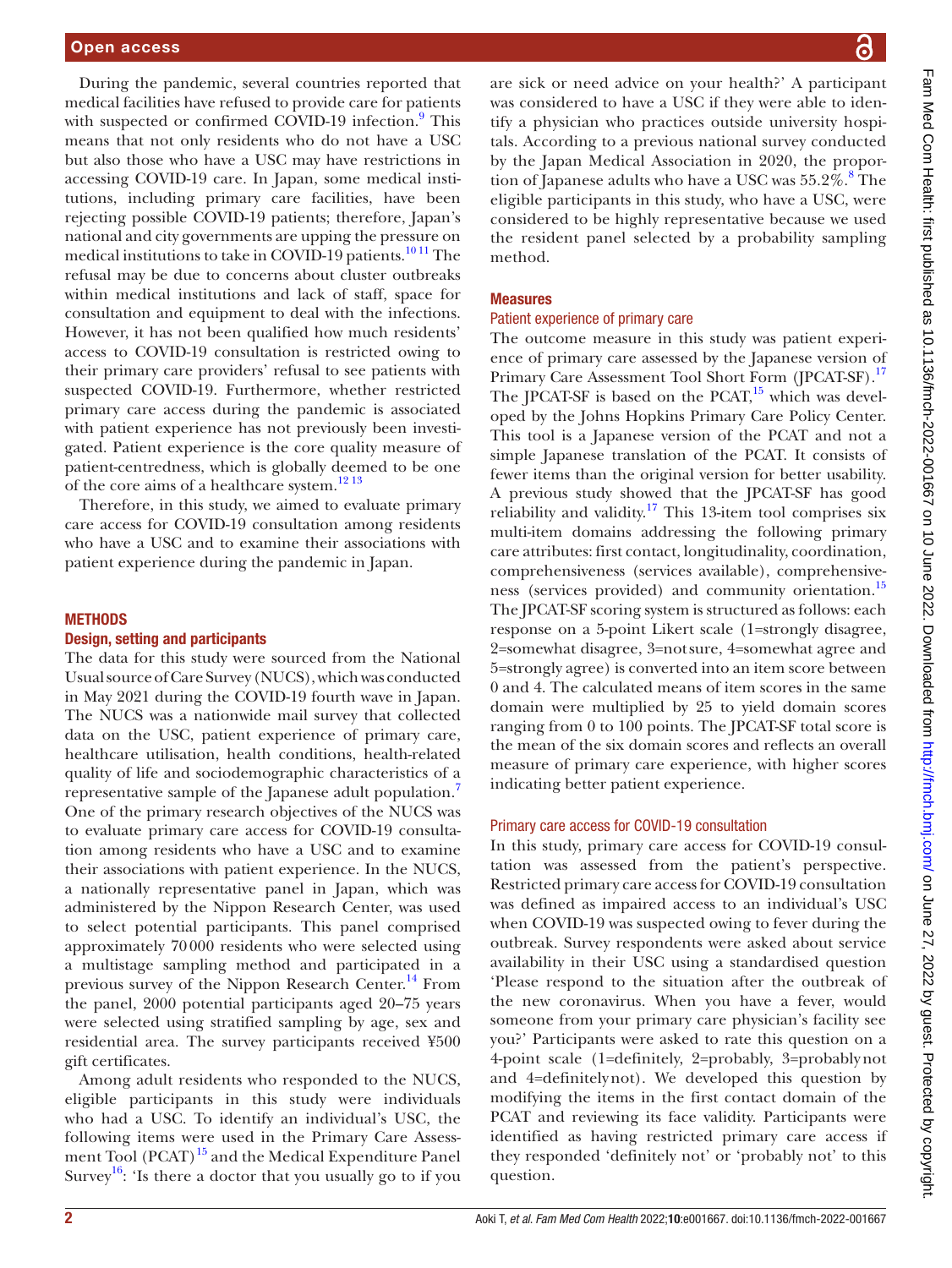During the pandemic, several countries reported that medical facilities have refused to provide care for patients with suspected or confirmed COVID-19 infection.[9] This means that not only residents who do not have a USC but also those who have a USC may have restrictions in accessing COVID-19 care. In Japan, some medical institutions, including primary care facilities, have been rejecting possible COVID-19 patients; therefore, Japan's national and city governments are upping the pressure on medical institutions to take in COVID-19 patients.[10,11] The refusal may be due to concerns about cluster outbreaks within medical institutions and lack of staff, space for consultation and equipment to deal with the infections. However, it has not been qualified how much residents' access to COVID-19 consultation is restricted owing to their primary care providers' refusal to see patients with suspected COVID-19. Furthermore, whether restricted primary care access during the pandemic is associated with patient experience has not previously been investigated. Patient experience is the core quality measure of patient-centredness, which is globally deemed to be one of the core aims of a healthcare system.[12,13]

Therefore, in this study, we aimed to evaluate primary care access for COVID-19 consultation among residents who have a USC and to examine their associations with patient experience during the pandemic in Japan.

## METHODS

### Design, setting and participants

The data for this study were sourced from the National Usual source of Care Survey (NUCS), which was conducted in May 2021 during the COVID-19 fourth wave in Japan. The NUCS was a nationwide mail survey that collected data on the USC, patient experience of primary care, healthcare utilisation, health conditions, health-related quality of life and sociodemographic characteristics of a representative sample of the Japanese adult population.[7] One of the primary research objectives of the NUCS was to evaluate primary care access for COVID-19 consultation among residents who have a USC and to examine their associations with patient experience. In the NUCS, a nationally representative panel in Japan, which was administered by the Nippon Research Center, was used to select potential participants. This panel comprised approximately 70 000 residents who were selected using a multistage sampling method and participated in a previous survey of the Nippon Research Center.[14] From the panel, 2000 potential participants aged 20–75 years were selected using stratified sampling by age, sex and residential area. The survey participants received ¥500 gift certificates.

Among adult residents who responded to the NUCS, eligible participants in this study were individuals who had a USC. To identify an individual's USC, the following items were used in the Primary Care Assessment Tool (PCAT)[15] and the Medical Expenditure Panel Survey[16]: 'Is there a doctor that you usually go to if you are sick or need advice on your health?' A participant was considered to have a USC if they were able to identify a physician who practices outside university hospitals. According to a previous national survey conducted by the Japan Medical Association in 2020, the proportion of Japanese adults who have a USC was 55.2%.[8] The eligible participants in this study, who have a USC, were considered to be highly representative because we used the resident panel selected by a probability sampling method.

### Measures

#### Patient experience of primary care

The outcome measure in this study was patient experience of primary care assessed by the Japanese version of Primary Care Assessment Tool Short Form (JPCAT-SF).[17] The JPCAT-SF is based on the PCAT,[15] which was developed by the Johns Hopkins Primary Care Policy Center. This tool is a Japanese version of the PCAT and not a simple Japanese translation of the PCAT. It consists of fewer items than the original version for better usability. A previous study showed that the JPCAT-SF has good reliability and validity.[17] This 13-item tool comprises six multi-item domains addressing the following primary care attributes: first contact, longitudinality, coordination, comprehensiveness (services available), comprehensiveness (services provided) and community orientation.[15] The JPCAT-SF scoring system is structured as follows: each response on a 5-point Likert scale (1=strongly disagree, 2=somewhat disagree, 3=not sure, 4=somewhat agree and 5=strongly agree) is converted into an item score between 0 and 4. The calculated means of item scores in the same domain were multiplied by 25 to yield domain scores ranging from 0 to 100 points. The JPCAT-SF total score is the mean of the six domain scores and reflects an overall measure of primary care experience, with higher scores indicating better patient experience.

#### Primary care access for COVID-19 consultation

In this study, primary care access for COVID-19 consultation was assessed from the patient's perspective. Restricted primary care access for COVID-19 consultation was defined as impaired access to an individual's USC when COVID-19 was suspected owing to fever during the outbreak. Survey respondents were asked about service availability in their USC using a standardised question 'Please respond to the situation after the outbreak of the new coronavirus. When you have a fever, would someone from your primary care physician's facility see you?' Participants were asked to rate this question on a 4-point scale (1=definitely, 2=probably, 3=probably not and 4=definitely not). We developed this question by modifying the items in the first contact domain of the PCAT and reviewing its face validity. Participants were identified as having restricted primary care access if they responded 'definitely not' or 'probably not' to this question.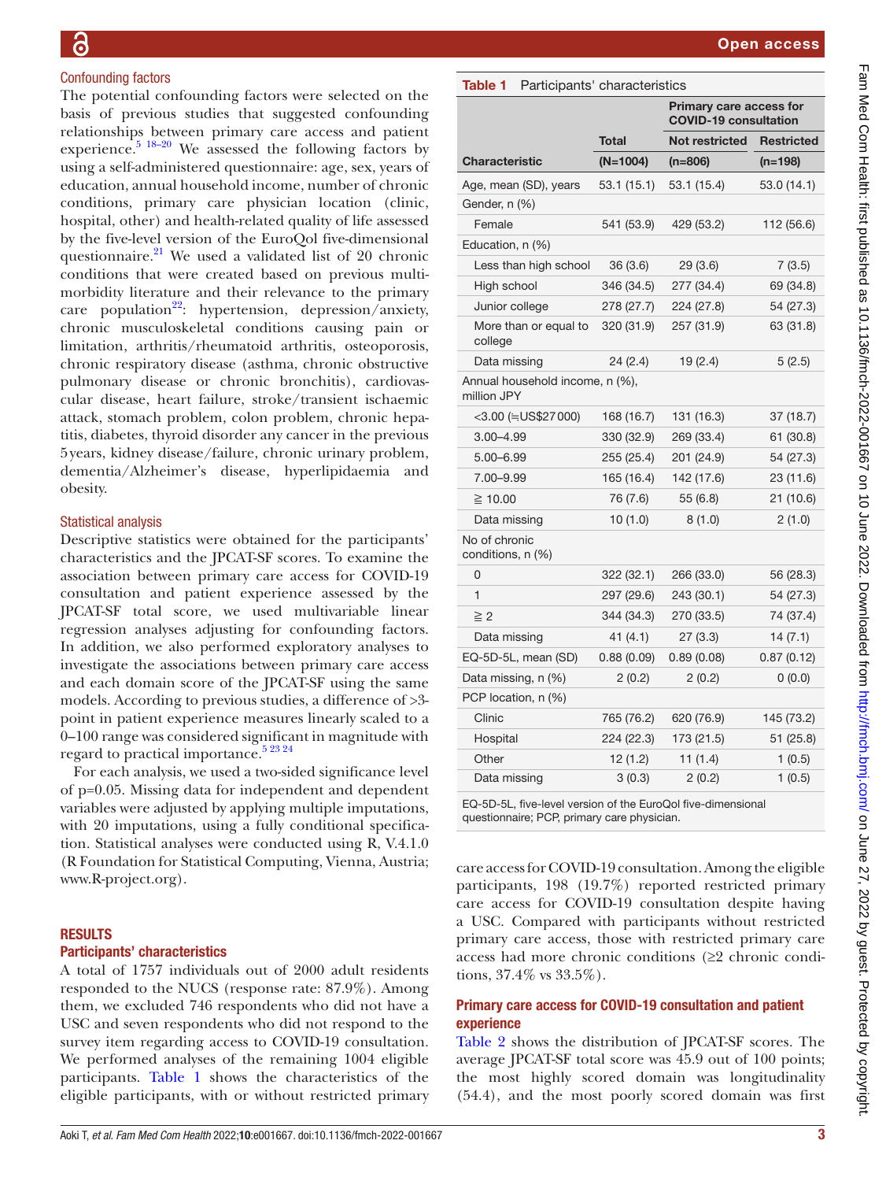### Confounding factors

The potential confounding factors were selected on the basis of previous studies that suggested confounding relationships between primary care access and patient experience.[5 18–20] We assessed the following factors by using a self-administered questionnaire: age, sex, years of education, annual household income, number of chronic conditions, primary care physician location (clinic, hospital, other) and health-related quality of life assessed by the five-level version of the EuroQol five-dimensional questionnaire.[21] We used a validated list of 20 chronic conditions that were created based on previous multimorbidity literature and their relevance to the primary care population[22]: hypertension, depression/anxiety, chronic musculoskeletal conditions causing pain or limitation, arthritis/rheumatoid arthritis, osteoporosis, chronic respiratory disease (asthma, chronic obstructive pulmonary disease or chronic bronchitis), cardiovascular disease, heart failure, stroke/transient ischaemic attack, stomach problem, colon problem, chronic hepatitis, diabetes, thyroid disorder any cancer in the previous 5 years, kidney disease/failure, chronic urinary problem, dementia/Alzheimer's disease, hyperlipidaemia and obesity.

### Statistical analysis

Descriptive statistics were obtained for the participants' characteristics and the JPCAT-SF scores. To examine the association between primary care access for COVID-19 consultation and patient experience assessed by the JPCAT-SF total score, we used multivariable linear regression analyses adjusting for confounding factors. In addition, we also performed exploratory analyses to investigate the associations between primary care access and each domain score of the JPCAT-SF using the same models. According to previous studies, a difference of >3-point in patient experience measures linearly scaled to a 0–100 range was considered significant in magnitude with regard to practical importance.[5 23 24]

For each analysis, we used a two-sided significance level of p=0.05. Missing data for independent and dependent variables were adjusted by applying multiple imputations, with 20 imputations, using a fully conditional specification. Statistical analyses were conducted using R, V.4.1.0 (R Foundation for Statistical Computing, Vienna, Austria; www.R-project.org).

## RESULTS

### Participants' characteristics

A total of 1757 individuals out of 2000 adult residents responded to the NUCS (response rate: 87.9%). Among them, we excluded 746 respondents who did not have a USC and seven respondents who did not respond to the survey item regarding access to COVID-19 consultation. We performed analyses of the remaining 1004 eligible participants. Table 1 shows the characteristics of the eligible participants, with or without restricted primary care access for COVID-19 consultation. Among the eligible participants, 198 (19.7%) reported restricted primary care access for COVID-19 consultation despite having a USC. Compared with participants without restricted primary care access, those with restricted primary care access had more chronic conditions (≥2 chronic conditions, 37.4% vs 33.5%).

**Table 1** Participants' characteristics

| | | Primary care access for COVID-19 consultation | |
|---|---|---|---|
| | Total | Not restricted | Restricted |
| Characteristic | (N=1004) | (n=806) | (n=198) |
| Age, mean (SD), years | 53.1 (15.1) | 53.1 (15.4) | 53.0 (14.1) |
| Gender, n (%) | | | |
| Female | 541 (53.9) | 429 (53.2) | 112 (56.6) |
| Education, n (%) | | | |
| Less than high school | 36 (3.6) | 29 (3.6) | 7 (3.5) |
| High school | 346 (34.5) | 277 (34.4) | 69 (34.8) |
| Junior college | 278 (27.7) | 224 (27.8) | 54 (27.3) |
| More than or equal to college | 320 (31.9) | 257 (31.9) | 63 (31.8) |
| Data missing | 24 (2.4) | 19 (2.4) | 5 (2.5) |
| Annual household income, n (%), million JPY | | | |
| <3.00 (≒US$27 000) | 168 (16.7) | 131 (16.3) | 37 (18.7) |
| 3.00–4.99 | 330 (32.9) | 269 (33.4) | 61 (30.8) |
| 5.00–6.99 | 255 (25.4) | 201 (24.9) | 54 (27.3) |
| 7.00–9.99 | 165 (16.4) | 142 (17.6) | 23 (11.6) |
| ≧ 10.00 | 76 (7.6) | 55 (6.8) | 21 (10.6) |
| Data missing | 10 (1.0) | 8 (1.0) | 2 (1.0) |
| No of chronic conditions, n (%) | | | |
| 0 | 322 (32.1) | 266 (33.0) | 56 (28.3) |
| 1 | 297 (29.6) | 243 (30.1) | 54 (27.3) |
| ≧ 2 | 344 (34.3) | 270 (33.5) | 74 (37.4) |
| Data missing | 41 (4.1) | 27 (3.3) | 14 (7.1) |
| EQ-5D-5L, mean (SD) | 0.88 (0.09) | 0.89 (0.08) | 0.87 (0.12) |
| Data missing, n (%) | 2 (0.2) | 2 (0.2) | 0 (0.0) |
| PCP location, n (%) | | | |
| Clinic | 765 (76.2) | 620 (76.9) | 145 (73.2) |
| Hospital | 224 (22.3) | 173 (21.5) | 51 (25.8) |
| Other | 12 (1.2) | 11 (1.4) | 1 (0.5) |
| Data missing | 3 (0.3) | 2 (0.2) | 1 (0.5) |

EQ-5D-5L, five-level version of the EuroQol five-dimensional questionnaire; PCP, primary care physician.

### Primary care access for COVID-19 consultation and patient experience

Table 2 shows the distribution of JPCAT-SF scores. The average JPCAT-SF total score was 45.9 out of 100 points; the most highly scored domain was longitudinality (54.4), and the most poorly scored domain was first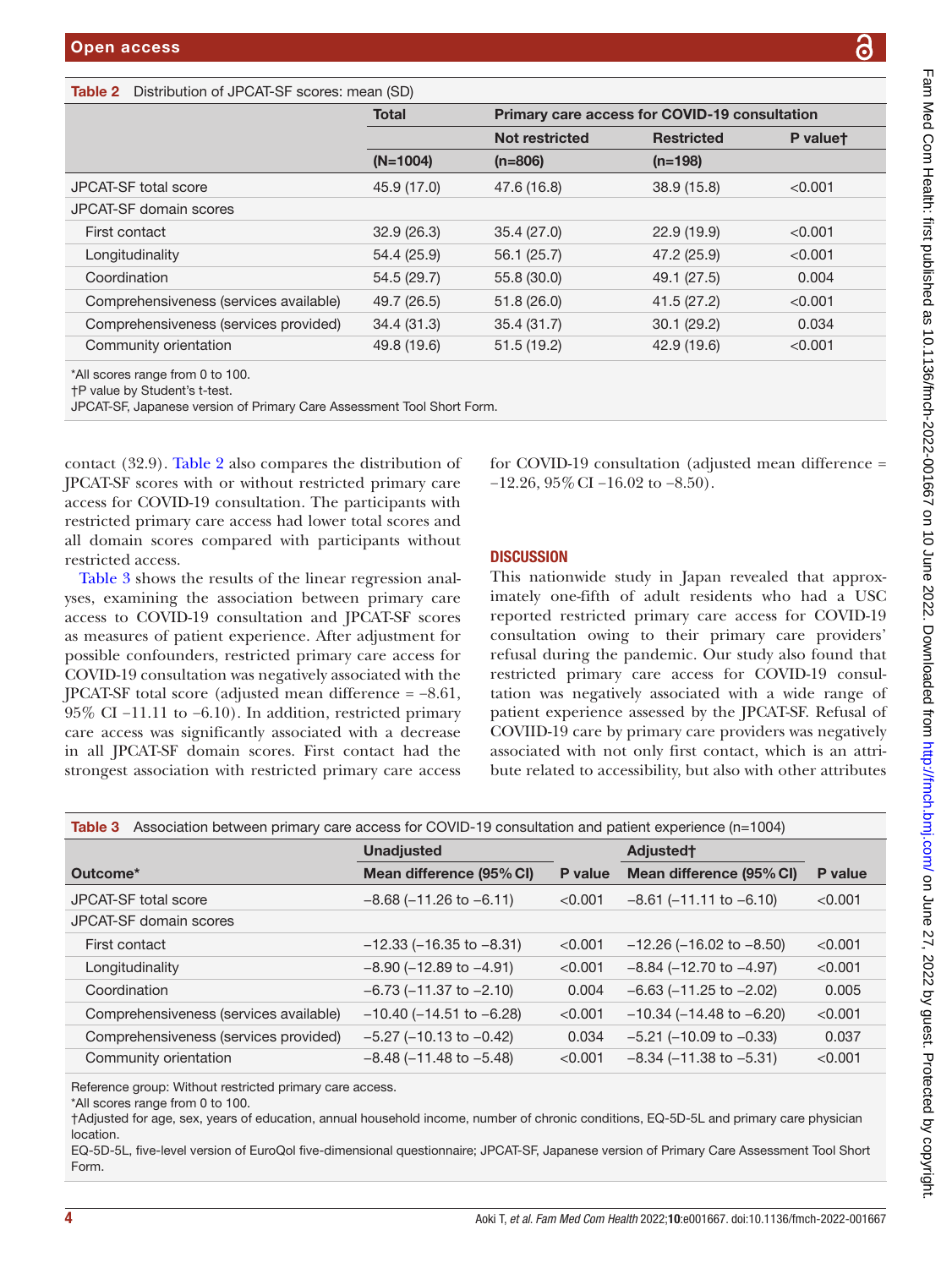**Table 2** Distribution of JPCAT-SF scores: mean (SD)

| | Total | Primary care access for COVID-19 consultation | | |
|---|---|---|---|---|
| | | Not restricted | Restricted | P value† |
| | (N=1004) | (n=806) | (n=198) | |
| JPCAT-SF total score | 45.9 (17.0) | 47.6 (16.8) | 38.9 (15.8) | <0.001 |
| JPCAT-SF domain scores | | | | |
| First contact | 32.9 (26.3) | 35.4 (27.0) | 22.9 (19.9) | <0.001 |
| Longitudinality | 54.4 (25.9) | 56.1 (25.7) | 47.2 (25.9) | <0.001 |
| Coordination | 54.5 (29.7) | 55.8 (30.0) | 49.1 (27.5) | 0.004 |
| Comprehensiveness (services available) | 49.7 (26.5) | 51.8 (26.0) | 41.5 (27.2) | <0.001 |
| Comprehensiveness (services provided) | 34.4 (31.3) | 35.4 (31.7) | 30.1 (29.2) | 0.034 |
| Community orientation | 49.8 (19.6) | 51.5 (19.2) | 42.9 (19.6) | <0.001 |

*All scores range from 0 to 100.
†P value by Student's t-test.
JPCAT-SF, Japanese version of Primary Care Assessment Tool Short Form.

contact (32.9). Table 2 also compares the distribution of JPCAT-SF scores with or without restricted primary care access for COVID-19 consultation. The participants with restricted primary care access had lower total scores and all domain scores compared with participants without restricted access.

Table 3 shows the results of the linear regression analyses, examining the association between primary care access to COVID-19 consultation and JPCAT-SF scores as measures of patient experience. After adjustment for possible confounders, restricted primary care access for COVID-19 consultation was negatively associated with the JPCAT-SF total score (adjusted mean difference = −8.61, 95% CI −11.11 to −6.10). In addition, restricted primary care access was significantly associated with a decrease in all JPCAT-SF domain scores. First contact had the strongest association with restricted primary care access for COVID-19 consultation (adjusted mean difference = −12.26, 95% CI −16.02 to −8.50).

## DISCUSSION

This nationwide study in Japan revealed that approximately one-fifth of adult residents who had a USC reported restricted primary care access for COVID-19 consultation owing to their primary care providers' refusal during the pandemic. Our study also found that restricted primary care access for COVID-19 consultation was negatively associated with a wide range of patient experience assessed by the JPCAT-SF. Refusal of COVID-19 care by primary care providers was negatively associated with not only first contact, which is an attribute related to accessibility, but also with other attributes

**Table 3** Association between primary care access for COVID-19 consultation and patient experience (n=1004)

| | Unadjusted | | Adjusted† | |
|---|---|---|---|---|
| Outcome* | Mean difference (95% CI) | P value | Mean difference (95% CI) | P value |
| JPCAT-SF total score | −8.68 (−11.26 to −6.11) | <0.001 | −8.61 (−11.11 to −6.10) | <0.001 |
| JPCAT-SF domain scores | | | | |
| First contact | −12.33 (−16.35 to −8.31) | <0.001 | −12.26 (−16.02 to −8.50) | <0.001 |
| Longitudinality | −8.90 (−12.89 to −4.91) | <0.001 | −8.84 (−12.70 to −4.97) | <0.001 |
| Coordination | −6.73 (−11.37 to −2.10) | 0.004 | −6.63 (−11.25 to −2.02) | 0.005 |
| Comprehensiveness (services available) | −10.40 (−14.51 to −6.28) | <0.001 | −10.34 (−14.48 to −6.20) | <0.001 |
| Comprehensiveness (services provided) | −5.27 (−10.13 to −0.42) | 0.034 | −5.21 (−10.09 to −0.33) | 0.037 |
| Community orientation | −8.48 (−11.48 to −5.48) | <0.001 | −8.34 (−11.38 to −5.31) | <0.001 |

Reference group: Without restricted primary care access.
*All scores range from 0 to 100.
†Adjusted for age, sex, years of education, annual household income, number of chronic conditions, EQ-5D-5L and primary care physician location.
EQ-5D-5L, five-level version of EuroQol five-dimensional questionnaire; JPCAT-SF, Japanese version of Primary Care Assessment Tool Short Form.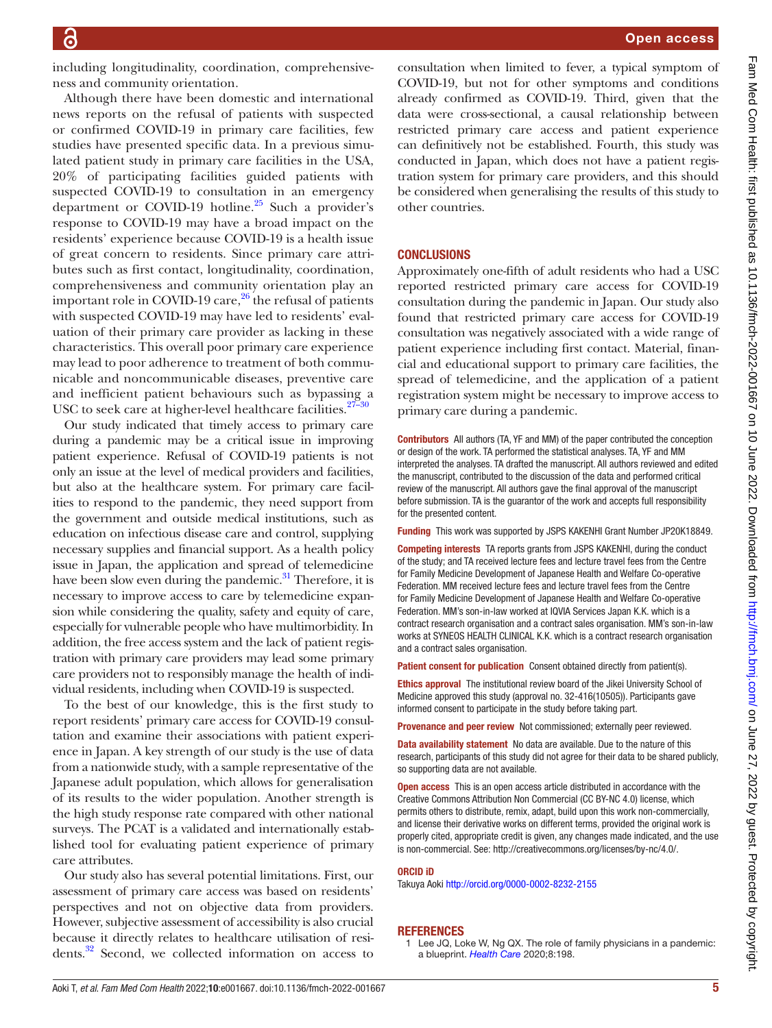including longitudinality, coordination, comprehensiveness and community orientation.

Although there have been domestic and international news reports on the refusal of patients with suspected or confirmed COVID-19 in primary care facilities, few studies have presented specific data. In a previous simulated patient study in primary care facilities in the USA, 20% of participating facilities guided patients with suspected COVID-19 to consultation in an emergency department or COVID-19 hotline.[25] Such a provider's response to COVID-19 may have a broad impact on the residents' experience because COVID-19 is a health issue of great concern to residents. Since primary care attributes such as first contact, longitudinality, coordination, comprehensiveness and community orientation play an important role in COVID-19 care,[26] the refusal of patients with suspected COVID-19 may have led to residents' evaluation of their primary care provider as lacking in these characteristics. This overall poor primary care experience may lead to poor adherence to treatment of both communicable and noncommunicable diseases, preventive care and inefficient patient behaviours such as bypassing a USC to seek care at higher-level healthcare facilities.[27–30]

Our study indicated that timely access to primary care during a pandemic may be a critical issue in improving patient experience. Refusal of COVID-19 patients is not only an issue at the level of medical providers and facilities, but also at the healthcare system. For primary care facilities to respond to the pandemic, they need support from the government and outside medical institutions, such as education on infectious disease care and control, supplying necessary supplies and financial support. As a health policy issue in Japan, the application and spread of telemedicine have been slow even during the pandemic.[31] Therefore, it is necessary to improve access to care by telemedicine expansion while considering the quality, safety and equity of care, especially for vulnerable people who have multimorbidity. In addition, the free access system and the lack of patient registration with primary care providers may lead some primary care providers not to responsibly manage the health of individual residents, including when COVID-19 is suspected.

To the best of our knowledge, this is the first study to report residents' primary care access for COVID-19 consultation and examine their associations with patient experience in Japan. A key strength of our study is the use of data from a nationwide study, with a sample representative of the Japanese adult population, which allows for generalisation of its results to the wider population. Another strength is the high study response rate compared with other national surveys. The PCAT is a validated and internationally established tool for evaluating patient experience of primary care attributes.

Our study also has several potential limitations. First, our assessment of primary care access was based on residents' perspectives and not on objective data from providers. However, subjective assessment of accessibility is also crucial because it directly relates to healthcare utilisation of residents.[32] Second, we collected information on access to consultation when limited to fever, a typical symptom of COVID-19, but not for other symptoms and conditions already confirmed as COVID-19. Third, given that the data were cross-sectional, a causal relationship between restricted primary care access and patient experience can definitively not be established. Fourth, this study was conducted in Japan, which does not have a patient registration system for primary care providers, and this should be considered when generalising the results of this study to other countries.

## CONCLUSIONS

Approximately one-fifth of adult residents who had a USC reported restricted primary care access for COVID-19 consultation during the pandemic in Japan. Our study also found that restricted primary care access for COVID-19 consultation was negatively associated with a wide range of patient experience including first contact. Material, financial and educational support to primary care facilities, the spread of telemedicine, and the application of a patient registration system might be necessary to improve access to primary care during a pandemic.

**Contributors** All authors (TA, YF and MM) of the paper contributed the conception or design of the work. TA performed the statistical analyses. TA, YF and MM interpreted the analyses. TA drafted the manuscript. All authors reviewed and edited the manuscript, contributed to the discussion of the data and performed critical review of the manuscript. All authors gave the final approval of the manuscript before submission. TA is the guarantor of the work and accepts full responsibility for the presented content.

**Funding** This work was supported by JSPS KAKENHI Grant Number JP20K18849.

**Competing interests** TA reports grants from JSPS KAKENHI, during the conduct of the study; and TA received lecture fees and lecture travel fees from the Centre for Family Medicine Development of Japanese Health and Welfare Co-operative Federation. MM received lecture fees and lecture travel fees from the Centre for Family Medicine Development of Japanese Health and Welfare Co-operative Federation. MM's son-in-law worked at IQVIA Services Japan K.K. which is a contract research organisation and a contract sales organisation. MM's son-in-law works at SYNEOS HEALTH CLINICAL K.K. which is a contract research organisation and a contract sales organisation.

**Patient consent for publication** Consent obtained directly from patient(s).

**Ethics approval** The institutional review board of the Jikei University School of Medicine approved this study (approval no. 32-416(10505)). Participants gave informed consent to participate in the study before taking part.

**Provenance and peer review** Not commissioned; externally peer reviewed.

**Data availability statement** No data are available. Due to the nature of this research, participants of this study did not agree for their data to be shared publicly, so supporting data are not available.

**Open access** This is an open access article distributed in accordance with the Creative Commons Attribution Non Commercial (CC BY-NC 4.0) license, which permits others to distribute, remix, adapt, build upon this work non-commercially, and license their derivative works on different terms, provided the original work is properly cited, appropriate credit is given, any changes made indicated, and the use is non-commercial. See: http://creativecommons.org/licenses/by-nc/4.0/.

### ORCID iD

Takuya Aoki http://orcid.org/0000-0002-8232-2155

## REFERENCES

1. Lee JQ, Loke W, Ng QX. The role of family physicians in a pandemic: a blueprint. *Health Care* 2020;8:198.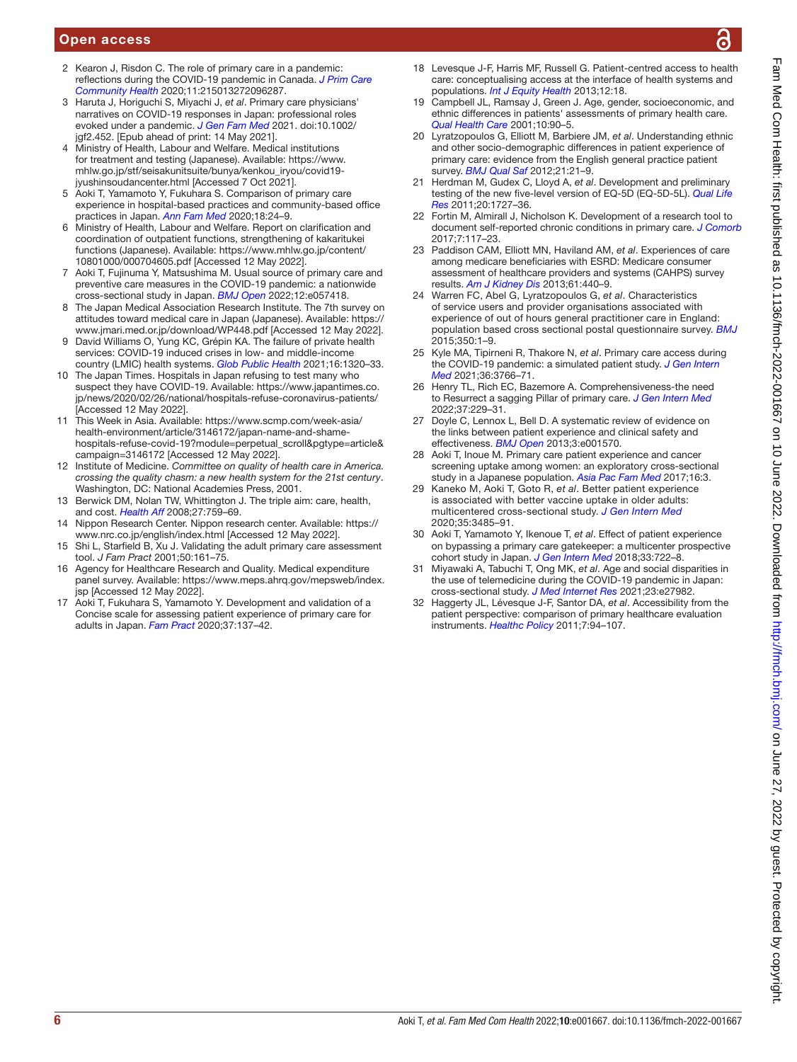2. Kearon J, Risdon C. The role of primary care in a pandemic: reflections during the COVID-19 pandemic in Canada. *J Prim Care Community Health* 2020;11:215013272096287.
3. Haruta J, Horiguchi S, Miyachi J, *et al*. Primary care physicians' narratives on COVID-19 responses in Japan: professional roles evoked under a pandemic. *J Gen Fam Med* 2021. doi:10.1002/jgf2.452. [Epub ahead of print: 14 May 2021].
4. Ministry of Health, Labour and Welfare. Medical institutions for treatment and testing (Japanese). Available: https://www.mhlw.go.jp/stf/seisakunitsuite/bunya/kenkou_iryou/covid19-jyushinsoudancenter.html [Accessed 7 Oct 2021].
5. Aoki T, Yamamoto Y, Fukuhara S. Comparison of primary care experience in hospital-based practices and community-based office practices in Japan. *Ann Fam Med* 2020;18:24–9.
6. Ministry of Health, Labour and Welfare. Report on clarification and coordination of outpatient functions, strengthening of kakaritukei functions (Japanese). Available: https://www.mhlw.go.jp/content/10801000/000704605.pdf [Accessed 12 May 2022].
7. Aoki T, Fujinuma Y, Matsushima M. Usual source of primary care and preventive care measures in the COVID-19 pandemic: a nationwide cross-sectional study in Japan. *BMJ Open* 2022;12:e057418.
8. The Japan Medical Association Research Institute. The 7th survey on attitudes toward medical care in Japan (Japanese). Available: https://www.jmari.med.or.jp/download/WP448.pdf [Accessed 12 May 2022].
9. David Williams O, Yung KC, Grépin KA. The failure of private health services: COVID-19 induced crises in low- and middle-income country (LMIC) health systems. *Glob Public Health* 2021;16:1320–33.
10. The Japan Times. Hospitals in Japan refusing to test many who suspect they have COVID-19. Available: https://www.japantimes.co.jp/news/2020/02/26/national/hospitals-refuse-coronavirus-patients/ [Accessed 12 May 2022].
11. This Week in Asia. Available: https://www.scmp.com/week-asia/health-environment/article/3146172/japan-name-and-shame-hospitals-refuse-covid-19?module=perpetual_scroll&pgtype=article&campaign=3146172 [Accessed 12 May 2022].
12. Institute of Medicine. *Committee on quality of health care in America. crossing the quality chasm: a new health system for the 21st century*. Washington, DC: National Academies Press, 2001.
13. Berwick DM, Nolan TW, Whittington J. The triple aim: care, health, and cost. *Health Aff* 2008;27:759–69.
14. Nippon Research Center. Nippon research center. Available: https://www.nrc.co.jp/english/index.html [Accessed 12 May 2022].
15. Shi L, Starfield B, Xu J. Validating the adult primary care assessment tool. *J Fam Pract* 2001;50:161–75.
16. Agency for Healthcare Research and Quality. Medical expenditure panel survey. Available: https://www.meps.ahrq.gov/mepsweb/index.jsp [Accessed 12 May 2022].
17. Aoki T, Fukuhara S, Yamamoto Y. Development and validation of a Concise scale for assessing patient experience of primary care for adults in Japan. *Fam Pract* 2020;37:137–42.
18. Levesque J-F, Harris MF, Russell G. Patient-centred access to health care: conceptualising access at the interface of health systems and populations. *Int J Equity Health* 2013;12:18.
19. Campbell JL, Ramsay J, Green J. Age, gender, socioeconomic, and ethnic differences in patients' assessments of primary health care. *Qual Health Care* 2001;10:90–5.
20. Lyratzopoulos G, Elliott M, Barbiere JM, *et al*. Understanding ethnic and other socio-demographic differences in patient experience of primary care: evidence from the English general practice patient survey. *BMJ Qual Saf* 2012;21:21–9.
21. Herdman M, Gudex C, Lloyd A, *et al*. Development and preliminary testing of the new five-level version of EQ-5D (EQ-5D-5L). *Qual Life Res* 2011;20:1727–36.
22. Fortin M, Almirall J, Nicholson K. Development of a research tool to document self-reported chronic conditions in primary care. *J Comorb* 2017;7:117–23.
23. Paddison CAM, Elliott MN, Haviland AM, *et al*. Experiences of care among medicare beneficiaries with ESRD: Medicare consumer assessment of healthcare providers and systems (CAHPS) survey results. *Am J Kidney Dis* 2013;61:440–9.
24. Warren FC, Abel G, Lyratzopoulos G, *et al*. Characteristics of service users and provider organisations associated with experience of out of hours general practitioner care in England: population based cross sectional postal questionnaire survey. *BMJ* 2015;350:1–9.
25. Kyle MA, Tipirneni R, Thakore N, *et al*. Primary care access during the COVID-19 pandemic: a simulated patient study. *J Gen Intern Med* 2021;36:3766–71.
26. Henry TL, Rich EC, Bazemore A. Comprehensiveness-the need to Resurrect a sagging Pillar of primary care. *J Gen Intern Med* 2022;37:229–31.
27. Doyle C, Lennox L, Bell D. A systematic review of evidence on the links between patient experience and clinical safety and effectiveness. *BMJ Open* 2013;3:e001570.
28. Aoki T, Inoue M. Primary care patient experience and cancer screening uptake among women: an exploratory cross-sectional study in a Japanese population. *Asia Pac Fam Med* 2017;16:3.
29. Kaneko M, Aoki T, Goto R, *et al*. Better patient experience is associated with better vaccine uptake in older adults: multicentered cross-sectional study. *J Gen Intern Med* 2020;35:3485–91.
30. Aoki T, Yamamoto Y, Ikenoue T, *et al*. Effect of patient experience on bypassing a primary care gatekeeper: a multicenter prospective cohort study in Japan. *J Gen Intern Med* 2018;33:722–8.
31. Miyawaki A, Tabuchi T, Ong MK, *et al*. Age and social disparities in the use of telemedicine during the COVID-19 pandemic in Japan: cross-sectional study. *J Med Internet Res* 2021;23:e27982.
32. Haggerty JL, Lévesque J-F, Santor DA, *et al*. Accessibility from the patient perspective: comparison of primary healthcare evaluation instruments. *Healthc Policy* 2011;7:94–107.